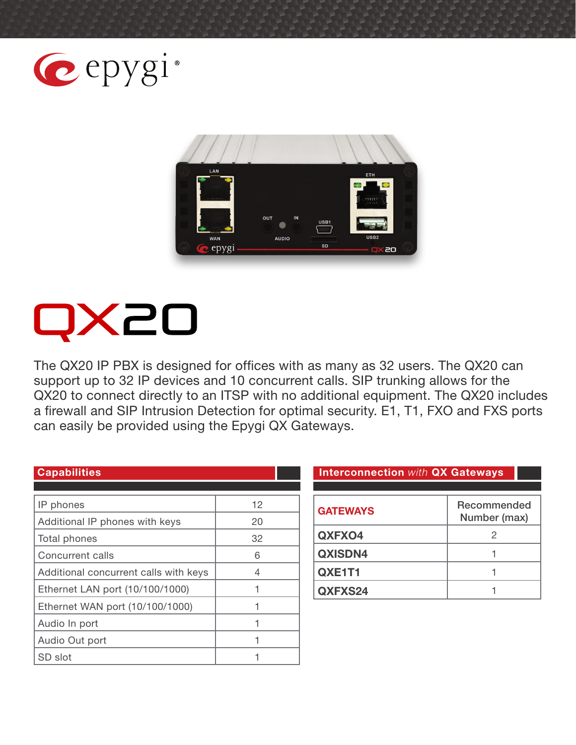epygi®

# QX20

The QX20 IP PBX is designed for offices with as many as 32 users. The QX20 can support up to 32 IP devices and 10 concurrent calls. SIP trunking allows for the QX20 to connect directly to an ITSP with no additional equipment. The QX20 includes a firewall and SIP Intrusion Detection for optimal security. E1, T1, FXO and FXS ports can easily be provided using the Epygi QX Gateways.

## Capabilities

| | |
|---|---|
| IP phones | 12 |
| Additional IP phones with keys | 20 |
| Total phones | 32 |
| Concurrent calls | 6 |
| Additional concurrent calls with keys | 4 |
| Ethernet LAN port (10/100/1000) | 1 |
| Ethernet WAN port (10/100/1000) | 1 |
| Audio In port | 1 |
| Audio Out port | 1 |
| SD slot | 1 |

## Interconnection *with* QX Gateways

| GATEWAYS | Recommended Number (max) |
|---|---|
| **QXFXO4** | 2 |
| **QXISDN4** | 1 |
| **QXE1T1** | 1 |
| **QXFXS24** | 1 |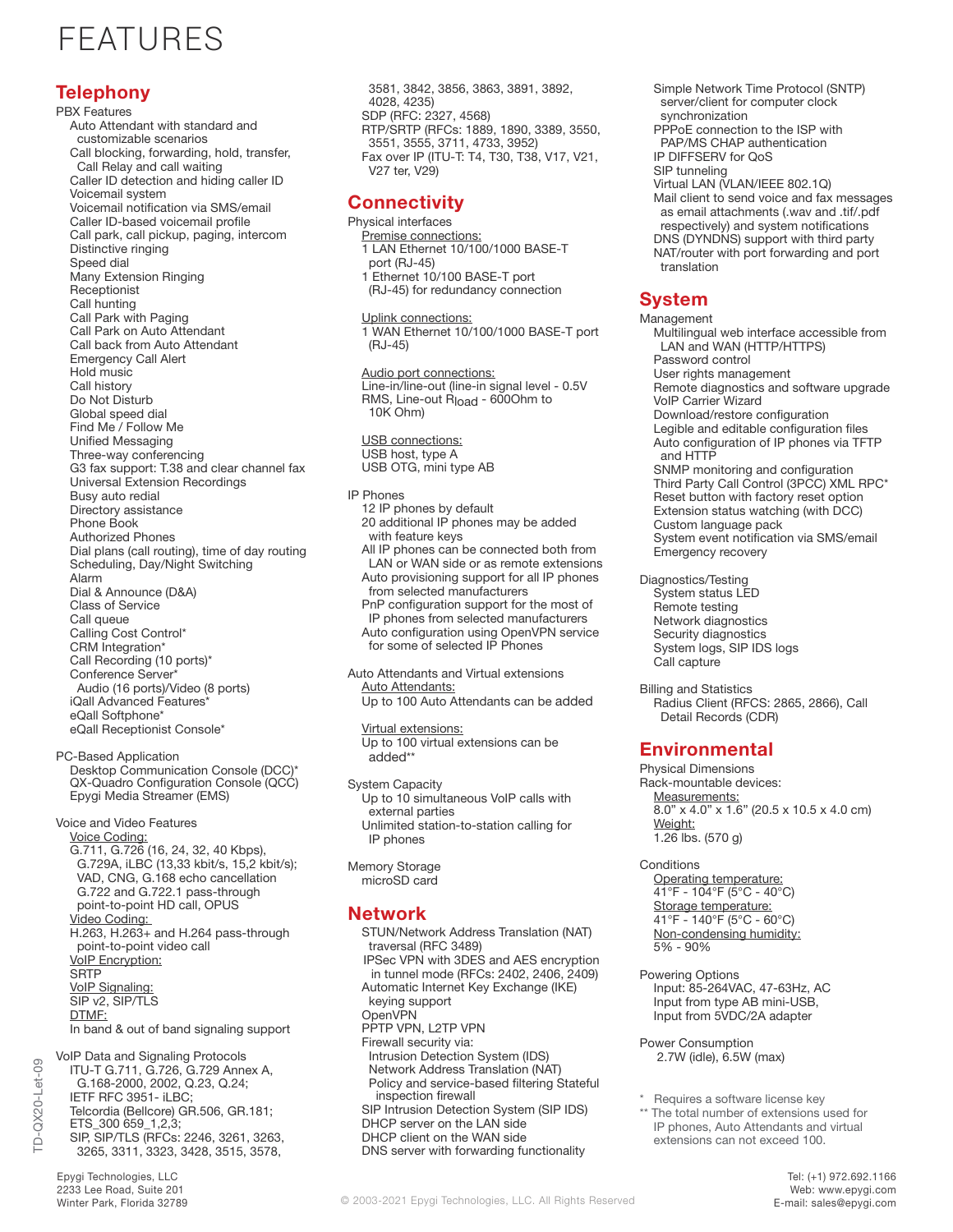# FEATURES

## Telephony

PBX Features

- Auto Attendant with standard and customizable scenarios
- Call blocking, forwarding, hold, transfer, Call Relay and call waiting
- Caller ID detection and hiding caller ID
- Voicemail system
- Voicemail notification via SMS/email
- Caller ID-based voicemail profile
- Call park, call pickup, paging, intercom
- Distinctive ringing
- Speed dial
- Many Extension Ringing
- Receptionist
- Call hunting
- Call Park with Paging
- Call Park on Auto Attendant
- Call back from Auto Attendant
- Emergency Call Alert
- Hold music
- Call history
- Do Not Disturb
- Global speed dial
- Find Me / Follow Me
- Unified Messaging
- Three-way conferencing
- G3 fax support: T.38 and clear channel fax
- Universal Extension Recordings
- Busy auto redial
- Directory assistance
- Phone Book
- Authorized Phones
- Dial plans (call routing), time of day routing
- Scheduling, Day/Night Switching
- Alarm
- Dial & Announce (D&A)
- Class of Service
- Call queue
- Calling Cost Control*
- CRM Integration*
- Call Recording (10 ports)*
- Conference Server*
  - Audio (16 ports)/Video (8 ports)
- iQall Advanced Features*
- eQall Softphone*
- eQall Receptionist Console*

PC-Based Application

- Desktop Communication Console (DCC)*
- QX-Quadro Configuration Console (QCC)
- Epygi Media Streamer (EMS)

Voice and Video Features

<u>Voice Coding:</u>
G.711, G.726 (16, 24, 32, 40 Kbps), G.729A, iLBC (13,33 kbit/s, 15,2 kbit/s); VAD, CNG, G.168 echo cancellation G.722 and G.722.1 pass-through point-to-point HD call, OPUS

<u>Video Coding:</u>
H.263, H.263+ and H.264 pass-through point-to-point video call

<u>VoIP Encryption:</u>
SRTP

<u>VoIP Signaling:</u>
SIP v2, SIP/TLS

<u>DTMF:</u>
In band & out of band signaling support

VoIP Data and Signaling Protocols

- ITU-T G.711, G.726, G.729 Annex A, G.168-2000, 2002, Q.23, Q.24;
- IETF RFC 3951- iLBC;
- Telcordia (Bellcore) GR.506, GR.181;
- ETS_300 659_1,2,3;
- SIP, SIP/TLS (RFCs: 2246, 3261, 3263, 3265, 3311, 3323, 3428, 3515, 3578, 3581, 3842, 3856, 3863, 3891, 3892, 4028, 4235)
- SDP (RFC: 2327, 4568)
- RTP/SRTP (RFCs: 1889, 1890, 3389, 3550, 3551, 3555, 3711, 4733, 3952)
- Fax over IP (ITU-T: T4, T30, T38, V17, V21, V27 ter, V29)

## Connectivity

Physical interfaces

<u>Premise connections:</u>
1 LAN Ethernet 10/100/1000 BASE-T port (RJ-45)
1 Ethernet 10/100 BASE-T port (RJ-45) for redundancy connection

<u>Uplink connections:</u>
1 WAN Ethernet 10/100/1000 BASE-T port (RJ-45)

<u>Audio port connections:</u>
Line-in/line-out (line-in signal level - 0.5V RMS, Line-out $R_{load}$ - 600Ohm to 10K Ohm)

<u>USB connections:</u>
USB host, type A
USB OTG, mini type AB

IP Phones

- 12 IP phones by default
- 20 additional IP phones may be added with feature keys
- All IP phones can be connected both from LAN or WAN side or as remote extensions
- Auto provisioning support for all IP phones from selected manufacturers
- PnP configuration support for the most of IP phones from selected manufacturers
- Auto configuration using OpenVPN service for some of selected IP Phones

Auto Attendants and Virtual extensions

<u>Auto Attendants:</u>
Up to 100 Auto Attendants can be added

<u>Virtual extensions:</u>
Up to 100 virtual extensions can be added**

System Capacity

- Up to 10 simultaneous VoIP calls with external parties
- Unlimited station-to-station calling for IP phones

Memory Storage

- microSD card

## Network

- STUN/Network Address Translation (NAT) traversal (RFC 3489)
- IPSec VPN with 3DES and AES encryption in tunnel mode (RFCs: 2402, 2406, 2409)
- Automatic Internet Key Exchange (IKE) keying support
- OpenVPN
- PPTP VPN, L2TP VPN
- Firewall security via:
  - Intrusion Detection System (IDS)
  - Network Address Translation (NAT)
  - Policy and service-based filtering Stateful inspection firewall
- SIP Intrusion Detection System (SIP IDS)
- DHCP server on the LAN side
- DHCP client on the WAN side
- DNS server with forwarding functionality
- Simple Network Time Protocol (SNTP) server/client for computer clock synchronization
- PPPoE connection to the ISP with PAP/MS CHAP authentication
- IP DIFFSERV for QoS
- SIP tunneling
- Virtual LAN (VLAN/IEEE 802.1Q)
- Mail client to send voice and fax messages as email attachments (.wav and .tif/.pdf respectively) and system notifications
- DNS (DYNDNS) support with third party
- NAT/router with port forwarding and port translation

## System

Management

- Multilingual web interface accessible from LAN and WAN (HTTP/HTTPS)
- Password control
- User rights management
- Remote diagnostics and software upgrade
- VoIP Carrier Wizard
- Download/restore configuration
- Legible and editable configuration files
- Auto configuration of IP phones via TFTP and HTTP
- SNMP monitoring and configuration
- Third Party Call Control (3PCC) XML RPC*
- Reset button with factory reset option
- Extension status watching (with DCC)
- Custom language pack
- System event notification via SMS/email
- Emergency recovery

Diagnostics/Testing

- System status LED
- Remote testing
- Network diagnostics
- Security diagnostics
- System logs, SIP IDS logs
- Call capture

Billing and Statistics

- Radius Client (RFCS: 2865, 2866), Call Detail Records (CDR)

## Environmental

Physical Dimensions

Rack-mountable devices:

<u>Measurements:</u>
8.0” x 4.0” x 1.6” (20.5 x 10.5 x 4.0 cm)

<u>Weight:</u>
1.26 lbs. (570 g)

Conditions

<u>Operating temperature:</u>
41°F - 104°F (5°C - 40°C)

<u>Storage temperature:</u>
41°F - 140°F (5°C - 60°C)

<u>Non-condensing humidity:</u>
5% - 90%

Powering Options

- Input: 85-264VAC, 47-63Hz, AC
- Input from type AB mini-USB,
- Input from 5VDC/2A adapter

Power Consumption

- 2.7W (idle), 6.5W (max)

\* Requires a software license key

** The total number of extensions used for IP phones, Auto Attendants and virtual extensions can not exceed 100.

TD-QX20-Let-09

Epygi Technologies, LLC
2233 Lee Road, Suite 201
Winter Park, Florida 32789

© 2003-2021 Epygi Technologies, LLC. All Rights Reserved

Tel: (+1) 972.692.1166
Web: www.epygi.com
E-mail: sales@epygi.com